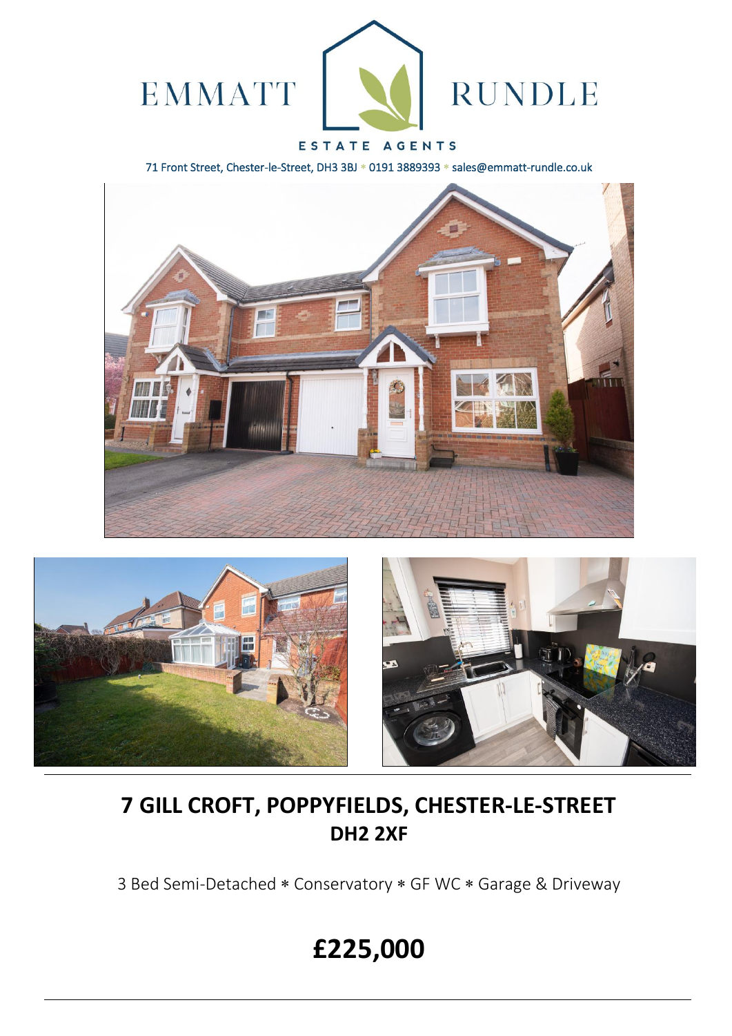EMMATT RUNDLE

ESTATE AGENTS

71 Front Street, Chester-le-Street, DH3 3BJ * 0191 3889393 * sales@emmatt-rundle.co.uk

# 7 GILL CROFT, POPPYFIELDS, CHESTER-LE-STREET
## DH2 2XF

3 Bed Semi-Detached * Conservatory * GF WC * Garage & Driveway

# £225,000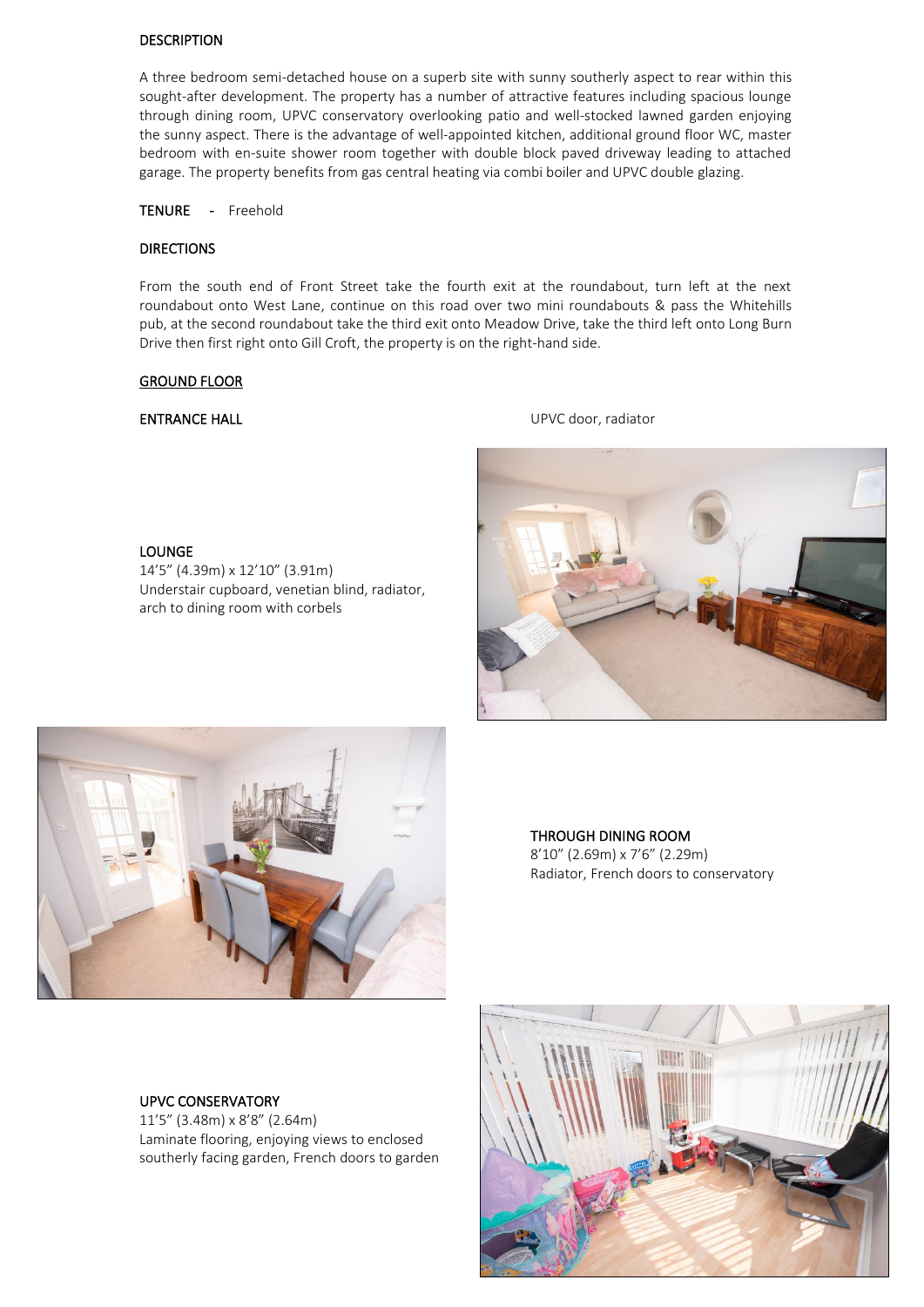## DESCRIPTION

A three bedroom semi-detached house on a superb site with sunny southerly aspect to rear within this sought-after development. The property has a number of attractive features including spacious lounge through dining room, UPVC conservatory overlooking patio and well-stocked lawned garden enjoying the sunny aspect. There is the advantage of well-appointed kitchen, additional ground floor WC, master bedroom with en-suite shower room together with double block paved driveway leading to attached garage. The property benefits from gas central heating via combi boiler and UPVC double glazing.

**TENURE** - Freehold

## DIRECTIONS

From the south end of Front Street take the fourth exit at the roundabout, turn left at the next roundabout onto West Lane, continue on this road over two mini roundabouts & pass the Whitehills pub, at the second roundabout take the third exit onto Meadow Drive, take the third left onto Long Burn Drive then first right onto Gill Croft, the property is on the right-hand side.

## GROUND FLOOR

**ENTRANCE HALL**
UPVC door, radiator

**LOUNGE**
14'5" (4.39m) x 12'10" (3.91m)
Understair cupboard, venetian blind, radiator, arch to dining room with corbels

**THROUGH DINING ROOM**
8'10" (2.69m) x 7'6" (2.29m)
Radiator, French doors to conservatory

**UPVC CONSERVATORY**
11'5" (3.48m) x 8'8" (2.64m)
Laminate flooring, enjoying views to enclosed southerly facing garden, French doors to garden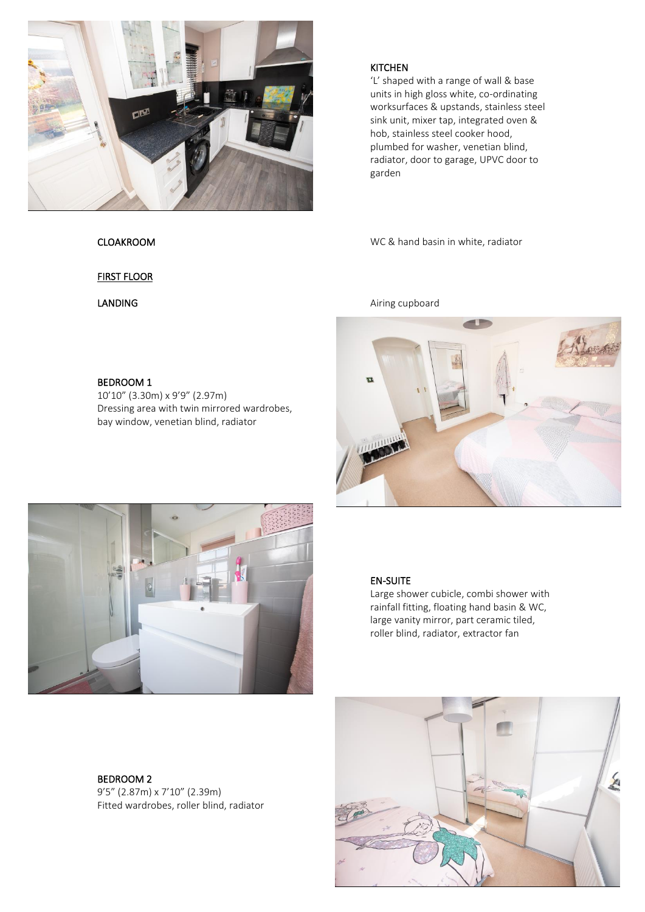KITCHEN

'L' shaped with a range of wall & base units in high gloss white, co-ordinating worksurfaces & upstands, stainless steel sink unit, mixer tap, integrated oven & hob, stainless steel cooker hood, plumbed for washer, venetian blind, radiator, door to garage, UPVC door to garden

CLOAKROOM

WC & hand basin in white, radiator

FIRST FLOOR

LANDING

Airing cupboard

BEDROOM 1

10'10" (3.30m) x 9'9" (2.97m)

Dressing area with twin mirrored wardrobes, bay window, venetian blind, radiator

EN-SUITE

Large shower cubicle, combi shower with rainfall fitting, floating hand basin & WC, large vanity mirror, part ceramic tiled, roller blind, radiator, extractor fan

BEDROOM 2

9'5" (2.87m) x 7'10" (2.39m)

Fitted wardrobes, roller blind, radiator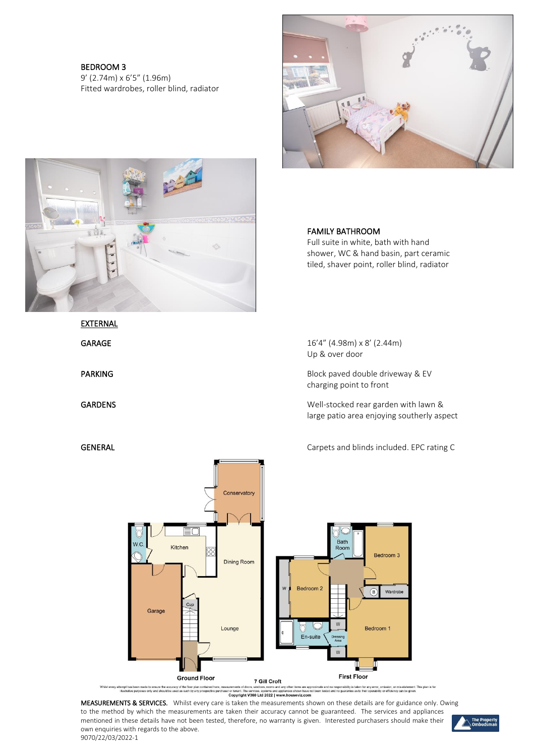BEDROOM 3
9' (2.74m) x 6'5" (1.96m)
Fitted wardrobes, roller blind, radiator

FAMILY BATHROOM
Full suite in white, bath with hand shower, WC & hand basin, part ceramic tiled, shaver point, roller blind, radiator

## EXTERNAL

| | |
|---|---|
| GARAGE | 16'4" (4.98m) x 8' (2.44m) Up & over door |
| PARKING | Block paved double driveway & EV charging point to front |
| GARDENS | Well-stocked rear garden with lawn & large patio area enjoying southerly aspect |
| GENERAL | Carpets and blinds included. EPC rating C |

Conservatory
W.C.
Kitchen
Dining Room
Garage
Cup
Lounge
Ground Floor

Bath Room
Bedroom 3
Bedroom 2
W
B
Wardrobe
W
En-suite
Dressing Area
W
Bedroom 1
First Floor

7 Gill Croft

Whilst every attempt has been made to ensure the accuracy of the floor plan contained here, measurements of doors, windows, rooms and any other items are approximate and no responsibility is taken for any error, omission, or mis-statement. This plan is for illustrative purposes only and should be used as such by any prospective purchaser or tenant. The services, systems and appliances shown have not been tested and no guarantee as to their operability or efficiency can be given.
Copyright V360 Ltd 2022 | www.houseviz.com

**MEASUREMENTS & SERVICES.** Whilst every care is taken the measurements shown on these details are for guidance only. Owing to the method by which the measurements are taken their accuracy cannot be guaranteed. The services and appliances mentioned in these details have not been tested, therefore, no warranty is given. Interested purchasers should make their own enquiries with regards to the above.
9070/22/03/2022-1

The Property Ombudsman